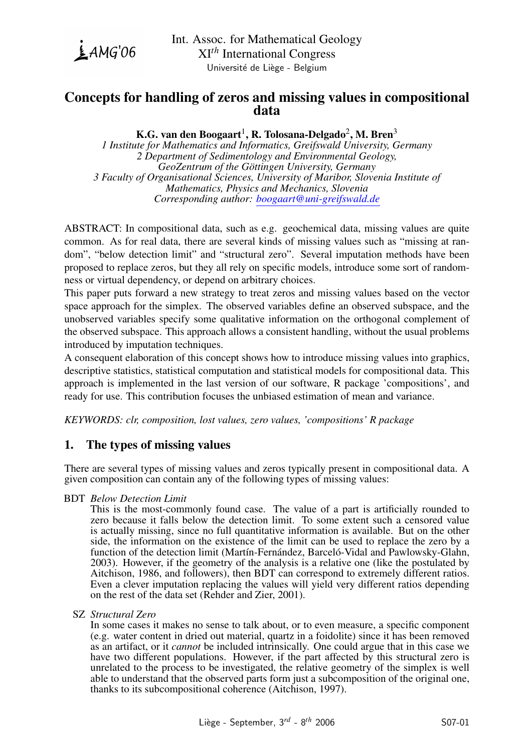# Concepts for handling of zeros and missing values in compositional data

**K.G. van den Boogaart[1], R. Tolosana-Delgado[2], M. Bren[3]**

*1 Institute for Mathematics and Informatics, Greifswald University, Germany*
*2 Department of Sedimentology and Environmental Geology, GeoZentrum of the Göttingen University, Germany*
*3 Faculty of Organisational Sciences, University of Maribor, Slovenia Institute of Mathematics, Physics and Mechanics, Slovenia*
*Corresponding author: boogaart@uni-greifswald.de*

ABSTRACT: In compositional data, such as e.g. geochemical data, missing values are quite common. As for real data, there are several kinds of missing values such as "missing at random", "below detection limit" and "structural zero". Several imputation methods have been proposed to replace zeros, but they all rely on specific models, introduce some sort of randomness or virtual dependency, or depend on arbitrary choices.

This paper puts forward a new strategy to treat zeros and missing values based on the vector space approach for the simplex. The observed variables define an observed subspace, and the unobserved variables specify some qualitative information on the orthogonal complement of the observed subspace. This approach allows a consistent handling, without the usual problems introduced by imputation techniques.

A consequent elaboration of this concept shows how to introduce missing values into graphics, descriptive statistics, statistical computation and statistical models for compositional data. This approach is implemented in the last version of our software, R package 'compositions', and ready for use. This contribution focuses the unbiased estimation of mean and variance.

*KEYWORDS: clr, composition, lost values, zero values, 'compositions' R package*

## 1. The types of missing values

There are several types of missing values and zeros typically present in compositional data. A given composition can contain any of the following types of missing values:

BDT *Below Detection Limit*
This is the most-commonly found case. The value of a part is artificially rounded to zero because it falls below the detection limit. To some extent such a censored value is actually missing, since no full quantitative information is available. But on the other side, the information on the existence of the limit can be used to replace the zero by a function of the detection limit (Martín-Fernández, Barceló-Vidal and Pawlowsky-Glahn, 2003). However, if the geometry of the analysis is a relative one (like the postulated by Aitchison, 1986, and followers), then BDT can correspond to extremely different ratios. Even a clever imputation replacing the values will yield very different ratios depending on the rest of the data set (Rehder and Zier, 2001).

SZ *Structural Zero*
In some cases it makes no sense to talk about, or to even measure, a specific component (e.g. water content in dried out material, quartz in a foidolite) since it has been removed as an artifact, or it *cannot* be included intrinsically. One could argue that in this case we have two different populations. However, if the part affected by this structural zero is unrelated to the process to be investigated, the relative geometry of the simplex is well able to understand that the observed parts form just a subcomposition of the original one, thanks to its subcompositional coherence (Aitchison, 1997).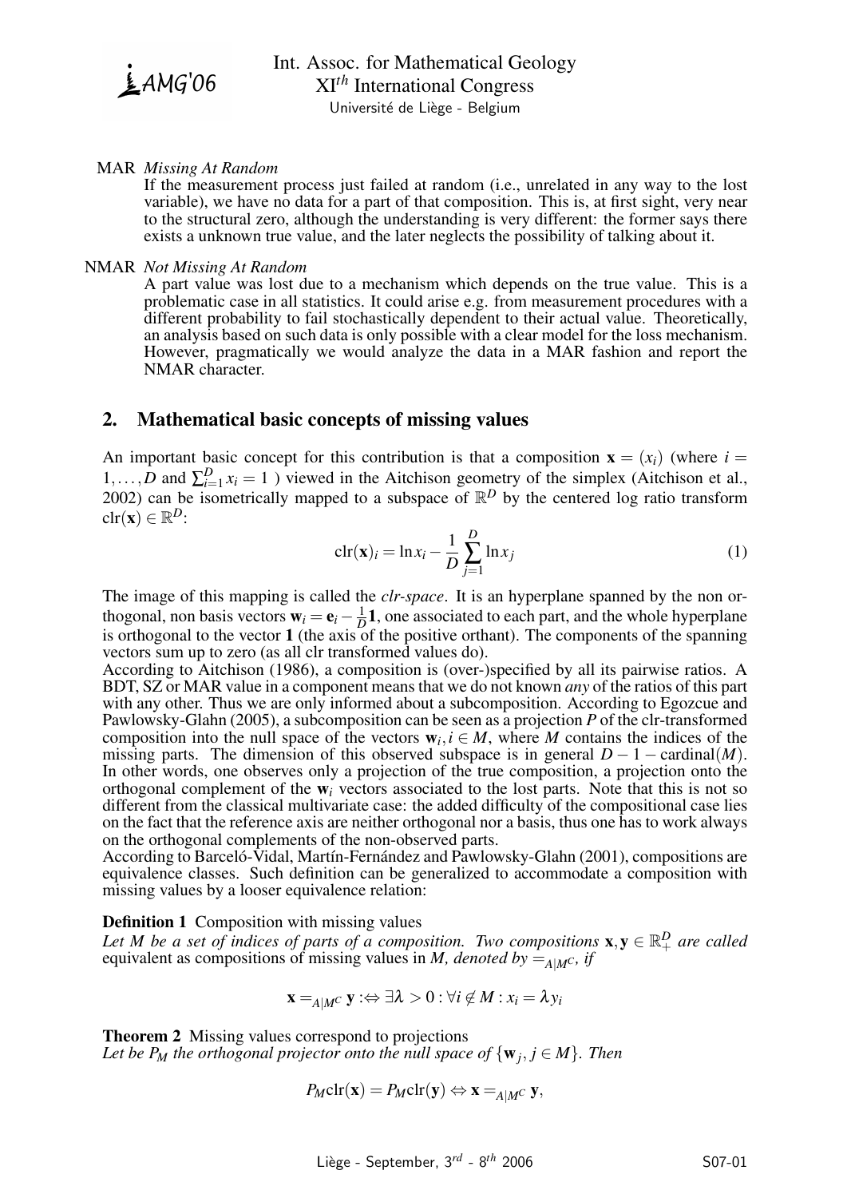**MAR** *Missing At Random*

If the measurement process just failed at random (i.e., unrelated in any way to the lost variable), we have no data for a part of that composition. This is, at first sight, very near to the structural zero, although the understanding is very different: the former says there exists a unknown true value, and the later neglects the possibility of talking about it.

**NMAR** *Not Missing At Random*

A part value was lost due to a mechanism which depends on the true value. This is a problematic case in all statistics. It could arise e.g. from measurement procedures with a different probability to fail stochastically dependent to their actual value. Theoretically, an analysis based on such data is only possible with a clear model for the loss mechanism. However, pragmatically we would analyze the data in a MAR fashion and report the NMAR character.

## 2. Mathematical basic concepts of missing values

An important basic concept for this contribution is that a composition $\mathbf{x} = (x_i)$ (where $i = 1, \ldots, D$ and $\sum_{i=1}^{D} x_i = 1$ ) viewed in the Aitchison geometry of the simplex (Aitchison et al., 2002) can be isometrically mapped to a subspace of $\mathbb{R}^D$ by the centered log ratio transform $\mathrm{clr}(\mathbf{x}) \in \mathbb{R}^D$:

$$\mathrm{clr}(\mathbf{x})_i = \ln x_i - \frac{1}{D} \sum_{j=1}^{D} \ln x_j \tag{1}$$

The image of this mapping is called the *clr-space*. It is an hyperplane spanned by the non orthogonal, non basis vectors $\mathbf{w}_i = \mathbf{e}_i - \frac{1}{D}\mathbf{1}$, one associated to each part, and the whole hyperplane is orthogonal to the vector $\mathbf{1}$ (the axis of the positive orthant). The components of the spanning vectors sum up to zero (as all clr transformed values do).

According to Aitchison (1986), a composition is (over-)specified by all its pairwise ratios. A BDT, SZ or MAR value in a component means that we do not known *any* of the ratios of this part with any other. Thus we are only informed about a subcomposition. According to Egozcue and Pawlowsky-Glahn (2005), a subcomposition can be seen as a projection $P$ of the clr-transformed composition into the null space of the vectors $\mathbf{w}_i, i \in M$, where $M$ contains the indices of the missing parts. The dimension of this observed subspace is in general $D - 1 - \mathrm{cardinal}(M)$. In other words, one observes only a projection of the true composition, a projection onto the orthogonal complement of the $\mathbf{w}_i$ vectors associated to the lost parts. Note that this is not so different from the classical multivariate case: the added difficulty of the compositional case lies on the fact that the reference axis are neither orthogonal nor a basis, thus one has to work always on the orthogonal complements of the non-observed parts.

According to Barceló-Vidal, Martín-Fernández and Pawlowsky-Glahn (2001), compositions are equivalence classes. Such definition can be generalized to accommodate a composition with missing values by a looser equivalence relation:

**Definition 1** Composition with missing values
*Let $M$ be a set of indices of parts of a composition. Two compositions $\mathbf{x}, \mathbf{y} \in \mathbb{R}^D_+$ are called* equivalent as compositions of missing values in *$M$, denoted by $=_{A|M^C}$, if*

$$\mathbf{x} =_{A|M^C} \mathbf{y} :\Leftrightarrow \exists \lambda > 0 : \forall i \notin M : x_i = \lambda y_i$$

**Theorem 2** Missing values correspond to projections
*Let be $P_M$ the orthogonal projector onto the null space of $\{\mathbf{w}_j, j \in M\}$. Then*

$$P_M \mathrm{clr}(\mathbf{x}) = P_M \mathrm{clr}(\mathbf{y}) \Leftrightarrow \mathbf{x} =_{A|M^C} \mathbf{y},$$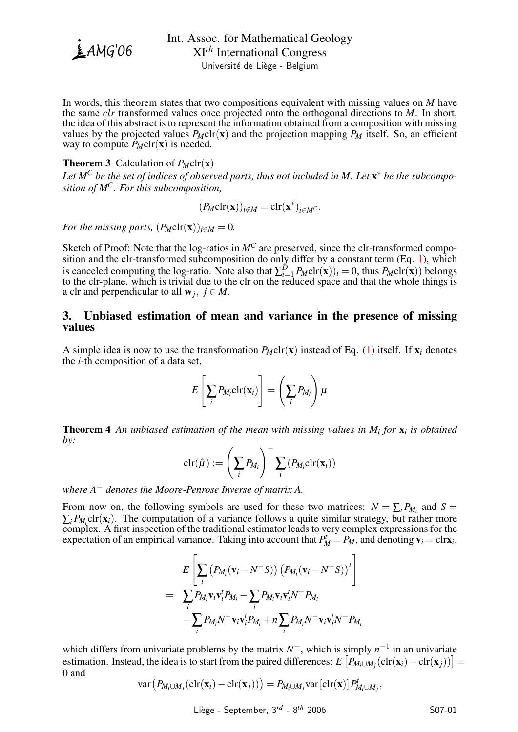In words, this theorem states that two compositions equivalent with missing values on $M$ have the same *clr* transformed values once projected onto the orthogonal directions to $M$. In short, the idea of this abstract is to represent the information obtained from a composition with missing values by the projected values $P_M \text{clr}(\mathbf{x})$ and the projection mapping $P_M$ itself. So, an efficient way to compute $P_M \text{clr}(\mathbf{x})$ is needed.

**Theorem 3** Calculation of $P_M \text{clr}(\mathbf{x})$
*Let $M^C$ be the set of indices of observed parts, thus not included in $M$. Let $\mathbf{x}^*$ be the subcomposition of $M^C$. For this subcomposition,*

$$(P_M \text{clr}(\mathbf{x}))_{i \notin M} = \text{clr}(\mathbf{x}^*)_{i \in M^C}.$$

*For the missing parts, $(P_M \text{clr}(\mathbf{x}))_{i \in M} = 0$.*

Sketch of Proof: Note that the log-ratios in $M^C$ are preserved, since the clr-transformed composition and the clr-transformed subcomposition do only differ by a constant term (Eq. 1), which is canceled computing the log-ratio. Note also that $\sum_{i=1}^{D} P_M \text{clr}(\mathbf{x}))_i = 0$, thus $P_M \text{clr}(\mathbf{x}))$ belongs to the clr-plane. which is trivial due to the clr on the reduced space and that the whole things is a clr and perpendicular to all $\mathbf{w}_j,\ j \in M$.

## 3. Unbiased estimation of mean and variance in the presence of missing values

A simple idea is now to use the transformation $P_M \text{clr}(\mathbf{x})$ instead of Eq. (1) itself. If $\mathbf{x}_i$ denotes the $i$-th composition of a data set,

$$E\left[\sum_i P_{M_i} \text{clr}(\mathbf{x}_i)\right] = \left(\sum_i P_{M_i}\right) \mu$$

**Theorem 4** *An unbiased estimation of the mean with missing values in $M_i$ for $\mathbf{x}_i$ is obtained by:*

$$\text{clr}(\hat{\mu}) := \left(\sum_i P_{M_i}\right)^{-} \sum_i \left(P_{M_i} \text{clr}(\mathbf{x}_i)\right)$$

*where $A^-$ denotes the Moore-Penrose Inverse of matrix $A$.*

From now on, the following symbols are used for these two matrices: $N = \sum_i P_{M_i}$ and $S = \sum_i P_{M_i} \text{clr}(\mathbf{x}_i)$. The computation of a variance follows a quite similar strategy, but rather more complex. A first inspection of the traditional estimator leads to very complex expressions for the expectation of an empirical variance. Taking into account that $P_M^t = P_M$, and denoting $\mathbf{v}_i = \text{clr}\mathbf{x}_i$,

$$\begin{aligned}
& E\left[\sum_i \left(P_{M_i}(\mathbf{v}_i - N^- S)\right)\left(P_{M_i}(\mathbf{v}_i - N^- S)\right)^t\right] \\
= & \sum_i P_{M_i} \mathbf{v}_i \mathbf{v}_i^t P_{M_i} - \sum_i P_{M_i} \mathbf{v}_i \mathbf{v}_i^t N^- P_{M_i} \\
& - \sum_i P_{M_i} N^- \mathbf{v}_i \mathbf{v}_i^t P_{M_i} + n \sum_i P_{M_i} N^- \mathbf{v}_i \mathbf{v}_i^t N^- P_{M_i}
\end{aligned}$$

which differs from univariate problems by the matrix $N^-$, which is simply $n^{-1}$ in an univariate estimation. Instead, the idea is to start from the paired differences: $E\left[P_{M_i \cup M_j}(\text{clr}(\mathbf{x}_i) - \text{clr}(\mathbf{x}_j))\right] = 0$ and

$$\text{var}\left(P_{M_i \cup M_j}(\text{clr}(\mathbf{x}_i) - \text{clr}(\mathbf{x}_j))\right) = P_{M_i \cup M_j} \text{var}\left[\text{clr}(\mathbf{x})\right] P_{M_i \cup M_j}^t,$$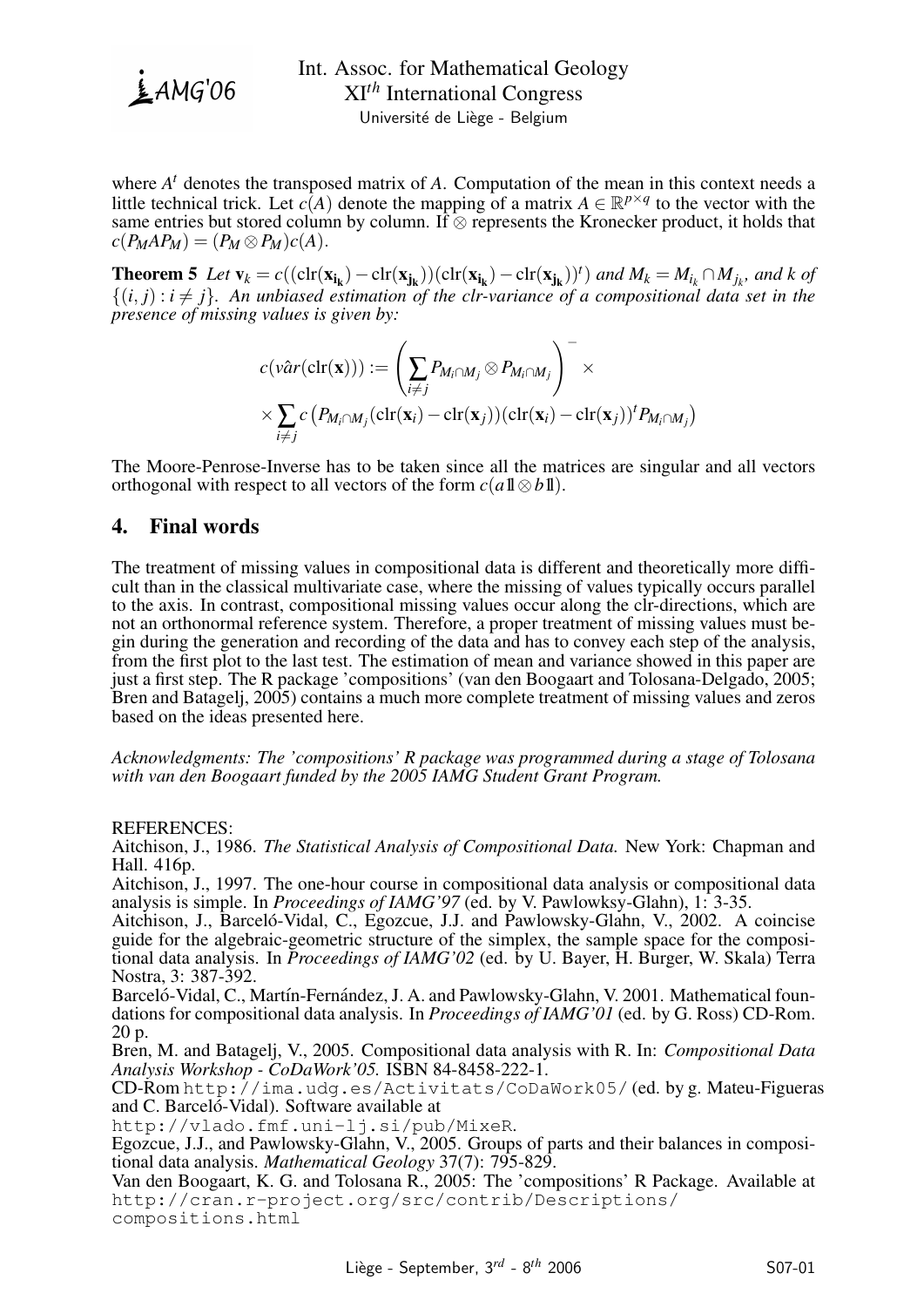where $A^t$ denotes the transposed matrix of $A$. Computation of the mean in this context needs a little technical trick. Let $c(A)$ denote the mapping of a matrix $A \in \mathbb{R}^{p\times q}$ to the vector with the same entries but stored column by column. If $\otimes$ represents the Kronecker product, it holds that $c(P_M A P_M) = (P_M \otimes P_M)c(A)$.

**Theorem 5** *Let* $\mathbf{v}_k = c((\text{clr}(\mathbf{x}_{\mathbf{i_k}}) - \text{clr}(\mathbf{x}_{\mathbf{j_k}}))(\text{clr}(\mathbf{x}_{\mathbf{i_k}}) - \text{clr}(\mathbf{x}_{\mathbf{j_k}}))^t)$ *and* $M_k = M_{i_k} \cap M_{j_k}$, *and* $k$ *of* $\{(i,j) : i \neq j\}$. *An unbiased estimation of the clr-variance of a compositional data set in the presence of missing values is given by:*

$$c(\hat{var}(\text{clr}(\mathbf{x}))) := \left(\sum_{i\neq j} P_{M_i\cap M_j} \otimes P_{M_i\cap M_j}\right)^{-} \times$$
$$\times \sum_{i\neq j} c\left(P_{M_i\cap M_j}(\text{clr}(\mathbf{x}_i) - \text{clr}(\mathbf{x}_j))(\text{clr}(\mathbf{x}_i) - \text{clr}(\mathbf{x}_j))^t P_{M_i\cap M_j}\right)$$

The Moore-Penrose-Inverse has to be taken since all the matrices are singular and all vectors orthogonal with respect to all vectors of the form $c(a\mathbb{1} \otimes b\mathbb{1})$.

## 4. Final words

The treatment of missing values in compositional data is different and theoretically more difficult than in the classical multivariate case, where the missing of values typically occurs parallel to the axis. In contrast, compositional missing values occur along the clr-directions, which are not an orthonormal reference system. Therefore, a proper treatment of missing values must begin during the generation and recording of the data and has to convey each step of the analysis, from the first plot to the last test. The estimation of mean and variance showed in this paper are just a first step. The R package 'compositions' (van den Boogaart and Tolosana-Delgado, 2005; Bren and Batagelj, 2005) contains a much more complete treatment of missing values and zeros based on the ideas presented here.

*Acknowledgments: The 'compositions' R package was programmed during a stage of Tolosana with van den Boogaart funded by the 2005 IAMG Student Grant Program.*

REFERENCES:

Aitchison, J., 1986. *The Statistical Analysis of Compositional Data.* New York: Chapman and Hall. 416p.

Aitchison, J., 1997. The one-hour course in compositional data analysis or compositional data analysis is simple. In *Proceedings of IAMG'97* (ed. by V. Pawlowksy-Glahn), 1: 3-35.

Aitchison, J., Barceló-Vidal, C., Egozcue, J.J. and Pawlowsky-Glahn, V., 2002. A coincise guide for the algebraic-geometric structure of the simplex, the sample space for the compositional data analysis. In *Proceedings of IAMG'02* (ed. by U. Bayer, H. Burger, W. Skala) Terra Nostra, 3: 387-392.

Barceló-Vidal, C., Martín-Fernández, J. A. and Pawlowsky-Glahn, V. 2001. Mathematical foundations for compositional data analysis. In *Proceedings of IAMG'01* (ed. by G. Ross) CD-Rom. 20 p.

Bren, M. and Batagelj, V., 2005. Compositional data analysis with R. In: *Compositional Data Analysis Workshop - CoDaWork'05.* ISBN 84-8458-222-1.

CD-Rom http://ima.udg.es/Activitats/CoDaWork05/ (ed. by g. Mateu-Figueras and C. Barceló-Vidal). Software available at http://vlado.fmf.uni-lj.si/pub/MixeR.

Egozcue, J.J., and Pawlowsky-Glahn, V., 2005. Groups of parts and their balances in compositional data analysis. *Mathematical Geology* 37(7): 795-829.

Van den Boogaart, K. G. and Tolosana R., 2005: The 'compositions' R Package. Available at http://cran.r-project.org/src/contrib/Descriptions/compositions.html